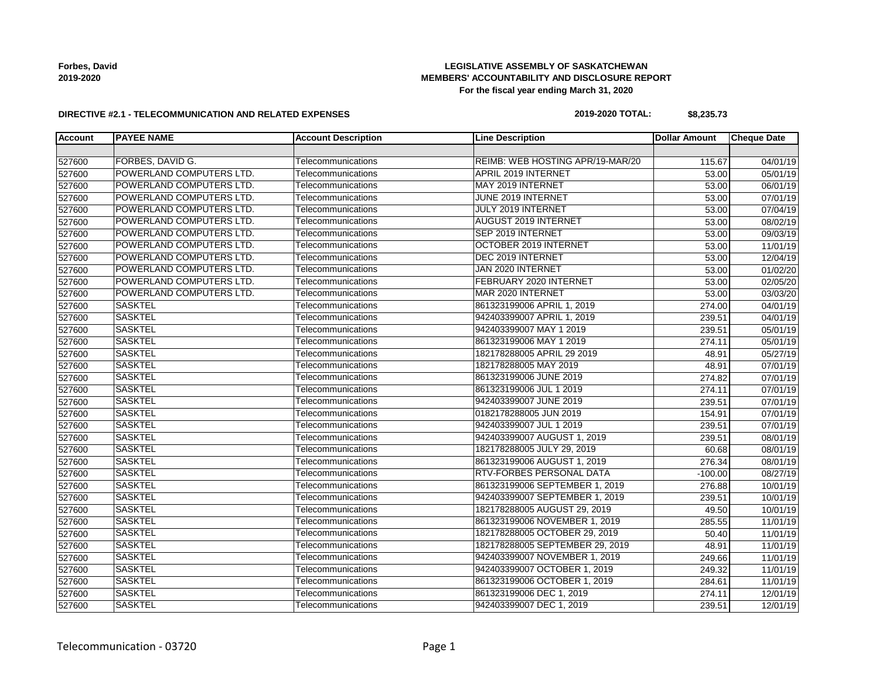**Forbes, David**
**2019-2020**

# LEGISLATIVE ASSEMBLY OF SASKATCHEWAN
## MEMBERS' ACCOUNTABILITY AND DISCLOSURE REPORT
### For the fiscal year ending March 31, 2020

**DIRECTIVE #2.1 - TELECOMMUNICATION AND RELATED EXPENSES**

**2019-2020 TOTAL: $8,235.73**

| Account | PAYEE NAME | Account Description | Line Description | Dollar Amount | Cheque Date |
|---|---|---|---|---|---|
| | | | | | |
| 527600 | FORBES, DAVID G. | Telecommunications | REIMB: WEB HOSTING APR/19-MAR/20 | 115.67 | 04/01/19 |
| 527600 | POWERLAND COMPUTERS LTD. | Telecommunications | APRIL 2019 INTERNET | 53.00 | 05/01/19 |
| 527600 | POWERLAND COMPUTERS LTD. | Telecommunications | MAY 2019 INTERNET | 53.00 | 06/01/19 |
| 527600 | POWERLAND COMPUTERS LTD. | Telecommunications | JUNE 2019 INTERNET | 53.00 | 07/01/19 |
| 527600 | POWERLAND COMPUTERS LTD. | Telecommunications | JULY 2019 INTERNET | 53.00 | 07/04/19 |
| 527600 | POWERLAND COMPUTERS LTD. | Telecommunications | AUGUST 2019 INTERNET | 53.00 | 08/02/19 |
| 527600 | POWERLAND COMPUTERS LTD. | Telecommunications | SEP 2019 INTERNET | 53.00 | 09/03/19 |
| 527600 | POWERLAND COMPUTERS LTD. | Telecommunications | OCTOBER 2019 INTERNET | 53.00 | 11/01/19 |
| 527600 | POWERLAND COMPUTERS LTD. | Telecommunications | DEC 2019 INTERNET | 53.00 | 12/04/19 |
| 527600 | POWERLAND COMPUTERS LTD. | Telecommunications | JAN 2020 INTERNET | 53.00 | 01/02/20 |
| 527600 | POWERLAND COMPUTERS LTD. | Telecommunications | FEBRUARY 2020 INTERNET | 53.00 | 02/05/20 |
| 527600 | POWERLAND COMPUTERS LTD. | Telecommunications | MAR 2020 INTERNET | 53.00 | 03/03/20 |
| 527600 | SASKTEL | Telecommunications | 861323199006 APRIL 1, 2019 | 274.00 | 04/01/19 |
| 527600 | SASKTEL | Telecommunications | 942403399007 APRIL 1, 2019 | 239.51 | 04/01/19 |
| 527600 | SASKTEL | Telecommunications | 942403399007 MAY 1 2019 | 239.51 | 05/01/19 |
| 527600 | SASKTEL | Telecommunications | 861323199006 MAY 1 2019 | 274.11 | 05/01/19 |
| 527600 | SASKTEL | Telecommunications | 182178288005 APRIL 29 2019 | 48.91 | 05/27/19 |
| 527600 | SASKTEL | Telecommunications | 182178288005 MAY 2019 | 48.91 | 07/01/19 |
| 527600 | SASKTEL | Telecommunications | 861323199006 JUNE 2019 | 274.82 | 07/01/19 |
| 527600 | SASKTEL | Telecommunications | 861323199006 JUL 1 2019 | 274.11 | 07/01/19 |
| 527600 | SASKTEL | Telecommunications | 942403399007 JUNE 2019 | 239.51 | 07/01/19 |
| 527600 | SASKTEL | Telecommunications | 0182178288005 JUN 2019 | 154.91 | 07/01/19 |
| 527600 | SASKTEL | Telecommunications | 942403399007 JUL 1 2019 | 239.51 | 07/01/19 |
| 527600 | SASKTEL | Telecommunications | 942403399007 AUGUST 1, 2019 | 239.51 | 08/01/19 |
| 527600 | SASKTEL | Telecommunications | 182178288005 JULY 29, 2019 | 60.68 | 08/01/19 |
| 527600 | SASKTEL | Telecommunications | 861323199006 AUGUST 1, 2019 | 276.34 | 08/01/19 |
| 527600 | SASKTEL | Telecommunications | RTV-FORBES PERSONAL DATA | -100.00 | 08/27/19 |
| 527600 | SASKTEL | Telecommunications | 861323199006 SEPTEMBER 1, 2019 | 276.88 | 10/01/19 |
| 527600 | SASKTEL | Telecommunications | 942403399007 SEPTEMBER 1, 2019 | 239.51 | 10/01/19 |
| 527600 | SASKTEL | Telecommunications | 182178288005 AUGUST 29, 2019 | 49.50 | 10/01/19 |
| 527600 | SASKTEL | Telecommunications | 861323199006 NOVEMBER 1, 2019 | 285.55 | 11/01/19 |
| 527600 | SASKTEL | Telecommunications | 182178288005 OCTOBER 29, 2019 | 50.40 | 11/01/19 |
| 527600 | SASKTEL | Telecommunications | 182178288005 SEPTEMBER 29, 2019 | 48.91 | 11/01/19 |
| 527600 | SASKTEL | Telecommunications | 942403399007 NOVEMBER 1, 2019 | 249.66 | 11/01/19 |
| 527600 | SASKTEL | Telecommunications | 942403399007 OCTOBER 1, 2019 | 249.32 | 11/01/19 |
| 527600 | SASKTEL | Telecommunications | 861323199006 OCTOBER 1, 2019 | 284.61 | 11/01/19 |
| 527600 | SASKTEL | Telecommunications | 861323199006 DEC 1, 2019 | 274.11 | 12/01/19 |
| 527600 | SASKTEL | Telecommunications | 942403399007 DEC 1, 2019 | 239.51 | 12/01/19 |

Telecommunication - 03720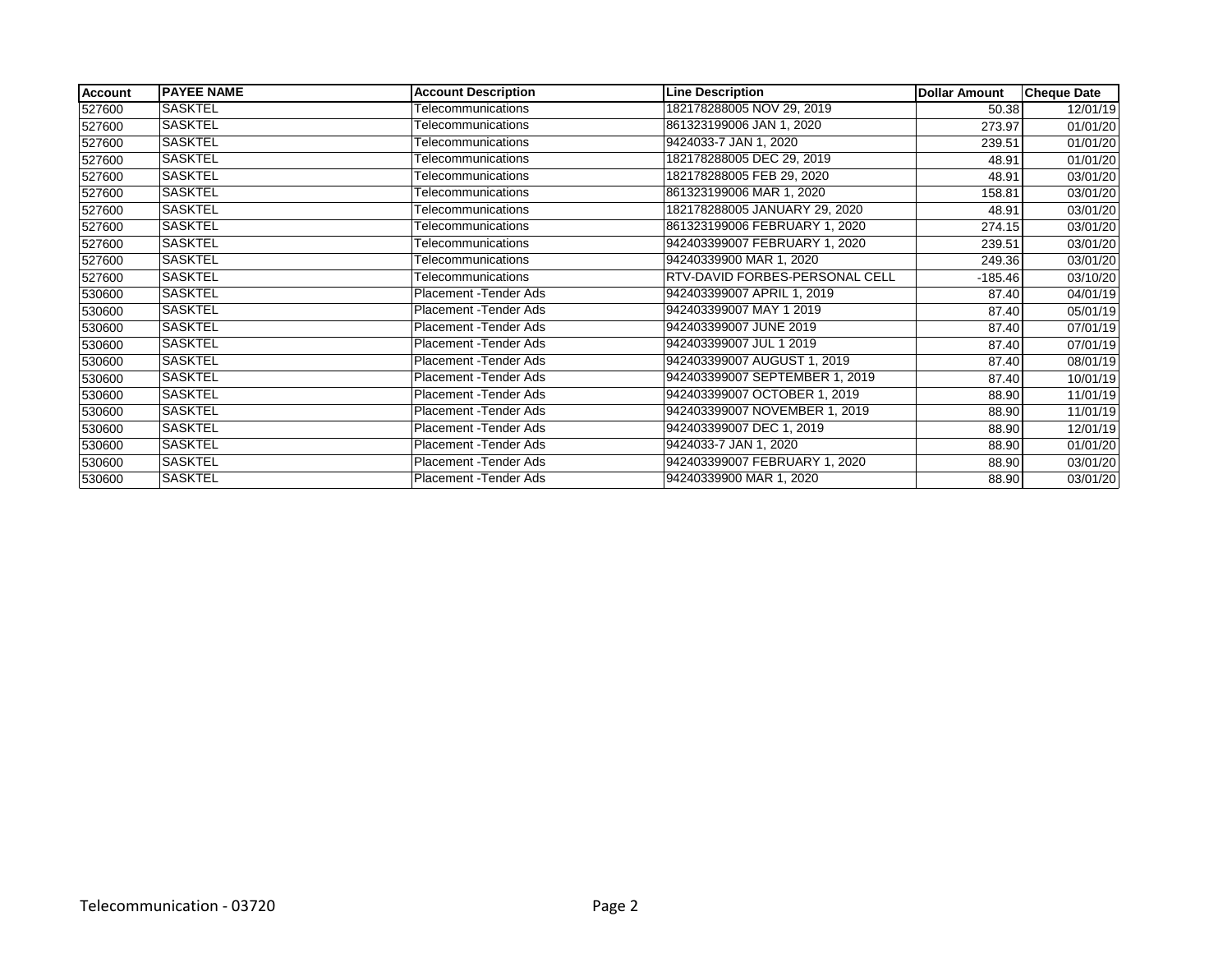| Account | PAYEE NAME | Account Description | Line Description | Dollar Amount | Cheque Date |
|---|---|---|---|---|---|
| 527600 | SASKTEL | Telecommunications | 182178288005 NOV 29, 2019 | 50.38 | 12/01/19 |
| 527600 | SASKTEL | Telecommunications | 861323199006 JAN 1, 2020 | 273.97 | 01/01/20 |
| 527600 | SASKTEL | Telecommunications | 9424033-7 JAN 1, 2020 | 239.51 | 01/01/20 |
| 527600 | SASKTEL | Telecommunications | 182178288005 DEC 29, 2019 | 48.91 | 01/01/20 |
| 527600 | SASKTEL | Telecommunications | 182178288005 FEB 29, 2020 | 48.91 | 03/01/20 |
| 527600 | SASKTEL | Telecommunications | 861323199006 MAR 1, 2020 | 158.81 | 03/01/20 |
| 527600 | SASKTEL | Telecommunications | 182178288005 JANUARY 29, 2020 | 48.91 | 03/01/20 |
| 527600 | SASKTEL | Telecommunications | 861323199006 FEBRUARY 1, 2020 | 274.15 | 03/01/20 |
| 527600 | SASKTEL | Telecommunications | 942403399007 FEBRUARY 1, 2020 | 239.51 | 03/01/20 |
| 527600 | SASKTEL | Telecommunications | 94240339900 MAR 1, 2020 | 249.36 | 03/01/20 |
| 527600 | SASKTEL | Telecommunications | RTV-DAVID FORBES-PERSONAL CELL | -185.46 | 03/10/20 |
| 530600 | SASKTEL | Placement -Tender Ads | 9424033399007 APRIL 1, 2019 | 87.40 | 04/01/19 |
| 530600 | SASKTEL | Placement -Tender Ads | 942403399007 MAY 1 2019 | 87.40 | 05/01/19 |
| 530600 | SASKTEL | Placement -Tender Ads | 942403399007 JUNE 2019 | 87.40 | 07/01/19 |
| 530600 | SASKTEL | Placement -Tender Ads | 942403399007 JUL 1 2019 | 87.40 | 07/01/19 |
| 530600 | SASKTEL | Placement -Tender Ads | 942403399007 AUGUST 1, 2019 | 87.40 | 08/01/19 |
| 530600 | SASKTEL | Placement -Tender Ads | 942403399007 SEPTEMBER 1, 2019 | 87.40 | 10/01/19 |
| 530600 | SASKTEL | Placement -Tender Ads | 942403399007 OCTOBER 1, 2019 | 88.90 | 11/01/19 |
| 530600 | SASKTEL | Placement -Tender Ads | 942403399007 NOVEMBER 1, 2019 | 88.90 | 11/01/19 |
| 530600 | SASKTEL | Placement -Tender Ads | 942403399007 DEC 1, 2019 | 88.90 | 12/01/19 |
| 530600 | SASKTEL | Placement -Tender Ads | 9424033-7 JAN 1, 2020 | 88.90 | 01/01/20 |
| 530600 | SASKTEL | Placement -Tender Ads | 942403399007 FEBRUARY 1, 2020 | 88.90 | 03/01/20 |
| 530600 | SASKTEL | Placement -Tender Ads | 94240339900 MAR 1, 2020 | 88.90 | 03/01/20 |

Telecommunication - 03720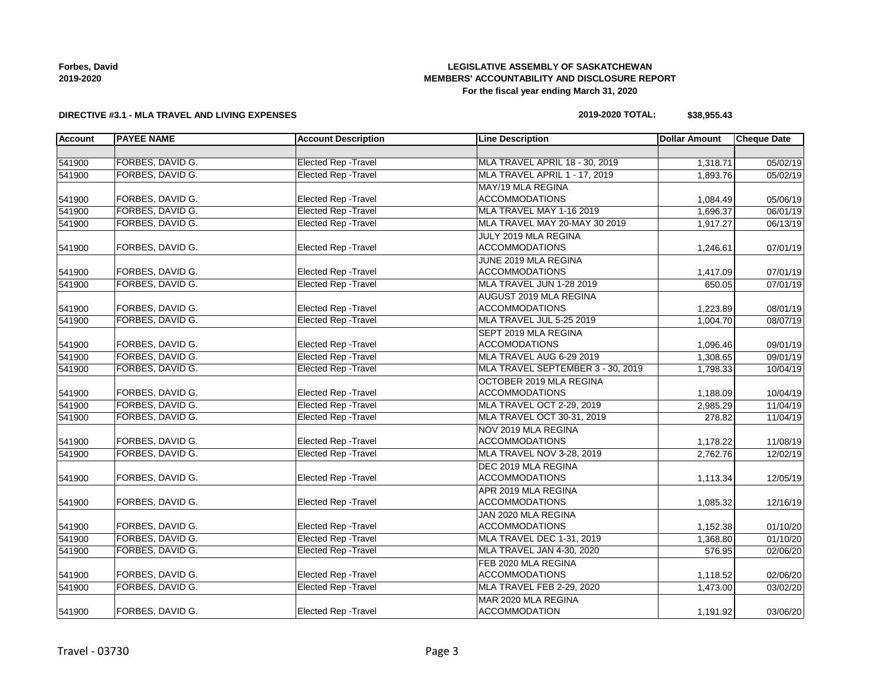Forbes, David
2019-2020

**LEGISLATIVE ASSEMBLY OF SASKATCHEWAN**
**MEMBERS' ACCOUNTABILITY AND DISCLOSURE REPORT**
**For the fiscal year ending March 31, 2020**

**DIRECTIVE #3.1 - MLA TRAVEL AND LIVING EXPENSES**

**2019-2020 TOTAL: $38,955.43**

| Account | PAYEE NAME | Account Description | Line Description | Dollar Amount | Cheque Date |
|---|---|---|---|---|---|
| | | | | | |
| 541900 | FORBES, DAVID G. | Elected Rep -Travel | MLA TRAVEL APRIL 18 - 30, 2019 | 1,318.71 | 05/02/19 |
| 541900 | FORBES, DAVID G. | Elected Rep -Travel | MLA TRAVEL APRIL 1 - 17, 2019 | 1,893.76 | 05/02/19 |
| 541900 | FORBES, DAVID G. | Elected Rep -Travel | MAY/19 MLA REGINA ACCOMMODATIONS | 1,084.49 | 05/06/19 |
| 541900 | FORBES, DAVID G. | Elected Rep -Travel | MLA TRAVEL MAY 1-16 2019 | 1,696.37 | 06/01/19 |
| 541900 | FORBES, DAVID G. | Elected Rep -Travel | MLA TRAVEL MAY 20-MAY 30 2019 | 1,917.27 | 06/13/19 |
| 541900 | FORBES, DAVID G. | Elected Rep -Travel | JULY 2019 MLA REGINA ACCOMMODATIONS | 1,246.61 | 07/01/19 |
| 541900 | FORBES, DAVID G. | Elected Rep -Travel | JUNE 2019 MLA REGINA ACCOMMODATIONS | 1,417.09 | 07/01/19 |
| 541900 | FORBES, DAVID G. | Elected Rep -Travel | MLA TRAVEL JUN 1-28 2019 | 650.05 | 07/01/19 |
| 541900 | FORBES, DAVID G. | Elected Rep -Travel | AUGUST 2019 MLA REGINA ACCOMMODATIONS | 1,223.89 | 08/01/19 |
| 541900 | FORBES, DAVID G. | Elected Rep -Travel | MLA TRAVEL JUL 5-25 2019 | 1,004.70 | 08/07/19 |
| 541900 | FORBES, DAVID G. | Elected Rep -Travel | SEPT 2019 MLA REGINA ACCOMODATIONS | 1,096.46 | 09/01/19 |
| 541900 | FORBES, DAVID G. | Elected Rep -Travel | MLA TRAVEL AUG 6-29 2019 | 1,308.65 | 09/01/19 |
| 541900 | FORBES, DAVID G. | Elected Rep -Travel | MLA TRAVEL SEPTEMBER 3 - 30, 2019 | 1,798.33 | 10/04/19 |
| 541900 | FORBES, DAVID G. | Elected Rep -Travel | OCTOBER 2019 MLA REGINA ACCOMMODATIONS | 1,188.09 | 10/04/19 |
| 541900 | FORBES, DAVID G. | Elected Rep -Travel | MLA TRAVEL OCT 2-29, 2019 | 2,985.29 | 11/04/19 |
| 541900 | FORBES, DAVID G. | Elected Rep -Travel | MLA TRAVEL OCT 30-31, 2019 | 278.82 | 11/04/19 |
| 541900 | FORBES, DAVID G. | Elected Rep -Travel | NOV 2019 MLA REGINA ACCOMMODATIONS | 1,178.22 | 11/08/19 |
| 541900 | FORBES, DAVID G. | Elected Rep -Travel | MLA TRAVEL NOV 3-28, 2019 | 2,762.76 | 12/02/19 |
| 541900 | FORBES, DAVID G. | Elected Rep -Travel | DEC 2019 MLA REGINA ACCOMMODATIONS | 1,113.34 | 12/05/19 |
| 541900 | FORBES, DAVID G. | Elected Rep -Travel | APR 2019 MLA REGINA ACCOMMODATIONS | 1,085.32 | 12/16/19 |
| 541900 | FORBES, DAVID G. | Elected Rep -Travel | JAN 2020 MLA REGINA ACCOMMODATIONS | 1,152.38 | 01/10/20 |
| 541900 | FORBES, DAVID G. | Elected Rep -Travel | MLA TRAVEL DEC 1-31, 2019 | 1,368.80 | 01/10/20 |
| 541900 | FORBES, DAVID G. | Elected Rep -Travel | MLA TRAVEL JAN 4-30, 2020 | 576.95 | 02/06/20 |
| 541900 | FORBES, DAVID G. | Elected Rep -Travel | FEB 2020 MLA REGINA ACCOMMODATIONS | 1,118.52 | 02/06/20 |
| 541900 | FORBES, DAVID G. | Elected Rep -Travel | MLA TRAVEL FEB 2-29, 2020 | 1,473.00 | 03/02/20 |
| 541900 | FORBES, DAVID G. | Elected Rep -Travel | MAR 2020 MLA REGINA ACCOMMODATION | 1,191.92 | 03/06/20 |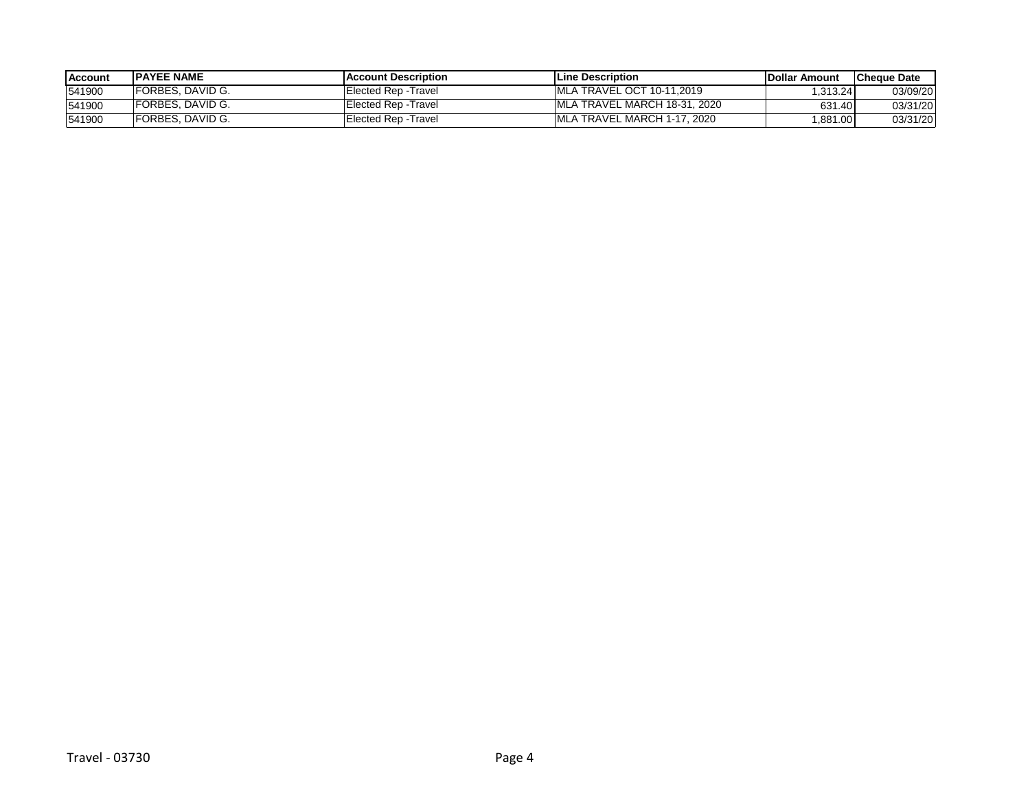| Account | PAYEE NAME | Account Description | Line Description | Dollar Amount | Cheque Date |
|---|---|---|---|---|---|
| 541900 | FORBES, DAVID G. | Elected Rep -Travel | MLA TRAVEL OCT 10-11,2019 | 1,313.24 | 03/09/20 |
| 541900 | FORBES, DAVID G. | Elected Rep -Travel | MLA TRAVEL MARCH 18-31, 2020 | 631.40 | 03/31/20 |
| 541900 | FORBES, DAVID G. | Elected Rep -Travel | MLA TRAVEL MARCH 1-17, 2020 | 1,881.00 | 03/31/20 |

Travel - 03730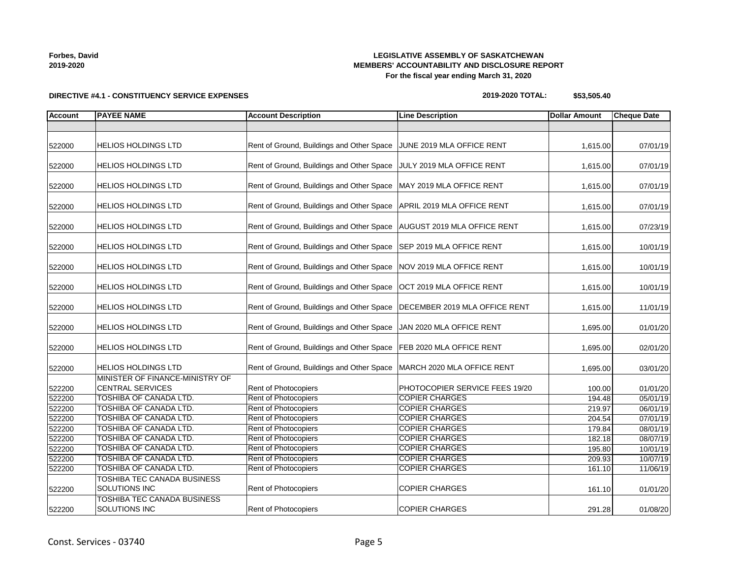Forbes, David
2019-2020

**LEGISLATIVE ASSEMBLY OF SASKATCHEWAN**
**MEMBERS' ACCOUNTABILITY AND DISCLOSURE REPORT**
**For the fiscal year ending March 31, 2020**

**DIRECTIVE #4.1 - CONSTITUENCY SERVICE EXPENSES**

**2019-2020 TOTAL: $53,505.40**

| Account | PAYEE NAME | Account Description | Line Description | Dollar Amount | Cheque Date |
|---|---|---|---|---|---|
| | | | | | |
| 522000 | HELIOS HOLDINGS LTD | Rent of Ground, Buildings and Other Space | JUNE 2019 MLA OFFICE RENT | 1,615.00 | 07/01/19 |
| 522000 | HELIOS HOLDINGS LTD | Rent of Ground, Buildings and Other Space | JULY 2019 MLA OFFICE RENT | 1,615.00 | 07/01/19 |
| 522000 | HELIOS HOLDINGS LTD | Rent of Ground, Buildings and Other Space | MAY 2019 MLA OFFICE RENT | 1,615.00 | 07/01/19 |
| 522000 | HELIOS HOLDINGS LTD | Rent of Ground, Buildings and Other Space | APRIL 2019 MLA OFFICE RENT | 1,615.00 | 07/01/19 |
| 522000 | HELIOS HOLDINGS LTD | Rent of Ground, Buildings and Other Space | AUGUST 2019 MLA OFFICE RENT | 1,615.00 | 07/23/19 |
| 522000 | HELIOS HOLDINGS LTD | Rent of Ground, Buildings and Other Space | SEP 2019 MLA OFFICE RENT | 1,615.00 | 10/01/19 |
| 522000 | HELIOS HOLDINGS LTD | Rent of Ground, Buildings and Other Space | NOV 2019 MLA OFFICE RENT | 1,615.00 | 10/01/19 |
| 522000 | HELIOS HOLDINGS LTD | Rent of Ground, Buildings and Other Space | OCT 2019 MLA OFFICE RENT | 1,615.00 | 10/01/19 |
| 522000 | HELIOS HOLDINGS LTD | Rent of Ground, Buildings and Other Space | DECEMBER 2019 MLA OFFICE RENT | 1,615.00 | 11/01/19 |
| 522000 | HELIOS HOLDINGS LTD | Rent of Ground, Buildings and Other Space | JAN 2020 MLA OFFICE RENT | 1,695.00 | 01/01/20 |
| 522000 | HELIOS HOLDINGS LTD | Rent of Ground, Buildings and Other Space | FEB 2020 MLA OFFICE RENT | 1,695.00 | 02/01/20 |
| 522000 | HELIOS HOLDINGS LTD | Rent of Ground, Buildings and Other Space | MARCH 2020 MLA OFFICE RENT | 1,695.00 | 03/01/20 |
| 522200 | MINISTER OF FINANCE-MINISTRY OF CENTRAL SERVICES | Rent of Photocopiers | PHOTOCOPIER SERVICE FEES 19/20 | 100.00 | 01/01/20 |
| 522200 | TOSHIBA OF CANADA LTD. | Rent of Photocopiers | COPIER CHARGES | 194.48 | 05/01/19 |
| 522200 | TOSHIBA OF CANADA LTD. | Rent of Photocopiers | COPIER CHARGES | 219.97 | 06/01/19 |
| 522200 | TOSHIBA OF CANADA LTD. | Rent of Photocopiers | COPIER CHARGES | 204.54 | 07/01/19 |
| 522200 | TOSHIBA OF CANADA LTD. | Rent of Photocopiers | COPIER CHARGES | 179.84 | 08/01/19 |
| 522200 | TOSHIBA OF CANADA LTD. | Rent of Photocopiers | COPIER CHARGES | 182.18 | 08/07/19 |
| 522200 | TOSHIBA OF CANADA LTD. | Rent of Photocopiers | COPIER CHARGES | 195.80 | 10/01/19 |
| 522200 | TOSHIBA OF CANADA LTD. | Rent of Photocopiers | COPIER CHARGES | 209.93 | 10/07/19 |
| 522200 | TOSHIBA OF CANADA LTD. | Rent of Photocopiers | COPIER CHARGES | 161.10 | 11/06/19 |
| 522200 | TOSHIBA TEC CANADA BUSINESS SOLUTIONS INC | Rent of Photocopiers | COPIER CHARGES | 161.10 | 01/01/20 |
| 522200 | TOSHIBA TEC CANADA BUSINESS SOLUTIONS INC | Rent of Photocopiers | COPIER CHARGES | 291.28 | 01/08/20 |

Const. Services - 03740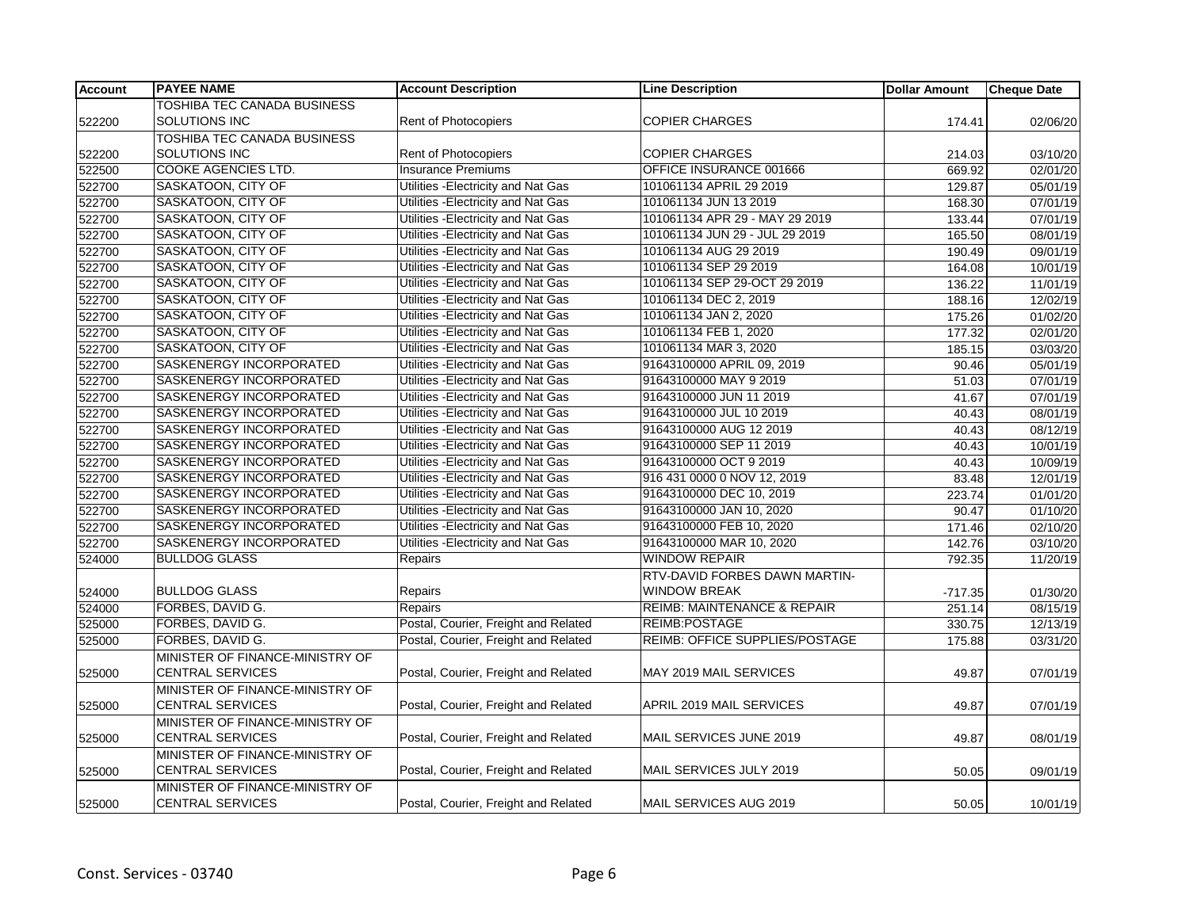| Account | PAYEE NAME | Account Description | Line Description | Dollar Amount | Cheque Date |
|---|---|---|---|---|---|
| 522200 | TOSHIBA TEC CANADA BUSINESS SOLUTIONS INC | Rent of Photocopiers | COPIER CHARGES | 174.41 | 02/06/20 |
| 522200 | TOSHIBA TEC CANADA BUSINESS SOLUTIONS INC | Rent of Photocopiers | COPIER CHARGES | 214.03 | 03/10/20 |
| 522500 | COOKE AGENCIES LTD. | Insurance Premiums | OFFICE INSURANCE 001666 | 669.92 | 02/01/20 |
| 522700 | SASKATOON, CITY OF | Utilities -Electricity and Nat Gas | 101061134 APRIL 29 2019 | 129.87 | 05/01/19 |
| 522700 | SASKATOON, CITY OF | Utilities -Electricity and Nat Gas | 101061134 JUN 13 2019 | 168.30 | 07/01/19 |
| 522700 | SASKATOON, CITY OF | Utilities -Electricity and Nat Gas | 101061134 APR 29 - MAY 29 2019 | 133.44 | 07/01/19 |
| 522700 | SASKATOON, CITY OF | Utilities -Electricity and Nat Gas | 101061134 JUN 29 - JUL 29 2019 | 165.50 | 08/01/19 |
| 522700 | SASKATOON, CITY OF | Utilities -Electricity and Nat Gas | 101061134 AUG 29 2019 | 190.49 | 09/01/19 |
| 522700 | SASKATOON, CITY OF | Utilities -Electricity and Nat Gas | 101061134 SEP 29 2019 | 164.08 | 10/01/19 |
| 522700 | SASKATOON, CITY OF | Utilities -Electricity and Nat Gas | 101061134 SEP 29-OCT 29 2019 | 136.22 | 11/01/19 |
| 522700 | SASKATOON, CITY OF | Utilities -Electricity and Nat Gas | 101061134 DEC 2, 2019 | 188.16 | 12/02/19 |
| 522700 | SASKATOON, CITY OF | Utilities -Electricity and Nat Gas | 101061134 JAN 2, 2020 | 175.26 | 01/02/20 |
| 522700 | SASKATOON, CITY OF | Utilities -Electricity and Nat Gas | 101061134 FEB 1, 2020 | 177.32 | 02/01/20 |
| 522700 | SASKATOON, CITY OF | Utilities -Electricity and Nat Gas | 101061134 MAR 3, 2020 | 185.15 | 03/03/20 |
| 522700 | SASKENERGY INCORPORATED | Utilities -Electricity and Nat Gas | 91643100000 APRIL 09, 2019 | 90.46 | 05/01/19 |
| 522700 | SASKENERGY INCORPORATED | Utilities -Electricity and Nat Gas | 91643100000 MAY 9 2019 | 51.03 | 07/01/19 |
| 522700 | SASKENERGY INCORPORATED | Utilities -Electricity and Nat Gas | 91643100000 JUN 11 2019 | 41.67 | 07/01/19 |
| 522700 | SASKENERGY INCORPORATED | Utilities -Electricity and Nat Gas | 91643100000 JUL 10 2019 | 40.43 | 08/01/19 |
| 522700 | SASKENERGY INCORPORATED | Utilities -Electricity and Nat Gas | 91643100000 AUG 12 2019 | 40.43 | 08/12/19 |
| 522700 | SASKENERGY INCORPORATED | Utilities -Electricity and Nat Gas | 91643100000 SEP 11 2019 | 40.43 | 10/01/19 |
| 522700 | SASKENERGY INCORPORATED | Utilities -Electricity and Nat Gas | 91643100000 OCT 9 2019 | 40.43 | 10/09/19 |
| 522700 | SASKENERGY INCORPORATED | Utilities -Electricity and Nat Gas | 916 431 0000 0 NOV 12, 2019 | 83.48 | 12/01/19 |
| 522700 | SASKENERGY INCORPORATED | Utilities -Electricity and Nat Gas | 91643100000 DEC 10, 2019 | 223.74 | 01/01/20 |
| 522700 | SASKENERGY INCORPORATED | Utilities -Electricity and Nat Gas | 91643100000 JAN 10, 2020 | 90.47 | 01/10/20 |
| 522700 | SASKENERGY INCORPORATED | Utilities -Electricity and Nat Gas | 91643100000 FEB 10, 2020 | 171.46 | 02/10/20 |
| 522700 | SASKENERGY INCORPORATED | Utilities -Electricity and Nat Gas | 91643100000 MAR 10, 2020 | 142.76 | 03/10/20 |
| 524000 | BULLDOG GLASS | Repairs | WINDOW REPAIR | 792.35 | 11/20/19 |
| 524000 | BULLDOG GLASS | Repairs | RTV-DAVID FORBES DAWN MARTIN-WINDOW BREAK | -717.35 | 01/30/20 |
| 524000 | FORBES, DAVID G. | Repairs | REIMB: MAINTENANCE & REPAIR | 251.14 | 08/15/19 |
| 525000 | FORBES, DAVID G. | Postal, Courier, Freight and Related | REIMB:POSTAGE | 330.75 | 12/13/19 |
| 525000 | FORBES, DAVID G. | Postal, Courier, Freight and Related | REIMB: OFFICE SUPPLIES/POSTAGE | 175.88 | 03/31/20 |
| 525000 | MINISTER OF FINANCE-MINISTRY OF CENTRAL SERVICES | Postal, Courier, Freight and Related | MAY 2019 MAIL SERVICES | 49.87 | 07/01/19 |
| 525000 | MINISTER OF FINANCE-MINISTRY OF CENTRAL SERVICES | Postal, Courier, Freight and Related | APRIL 2019 MAIL SERVICES | 49.87 | 07/01/19 |
| 525000 | MINISTER OF FINANCE-MINISTRY OF CENTRAL SERVICES | Postal, Courier, Freight and Related | MAIL SERVICES JUNE 2019 | 49.87 | 08/01/19 |
| 525000 | MINISTER OF FINANCE-MINISTRY OF CENTRAL SERVICES | Postal, Courier, Freight and Related | MAIL SERVICES JULY 2019 | 50.05 | 09/01/19 |
| 525000 | MINISTER OF FINANCE-MINISTRY OF CENTRAL SERVICES | Postal, Courier, Freight and Related | MAIL SERVICES AUG 2019 | 50.05 | 10/01/19 |

Const. Services - 03740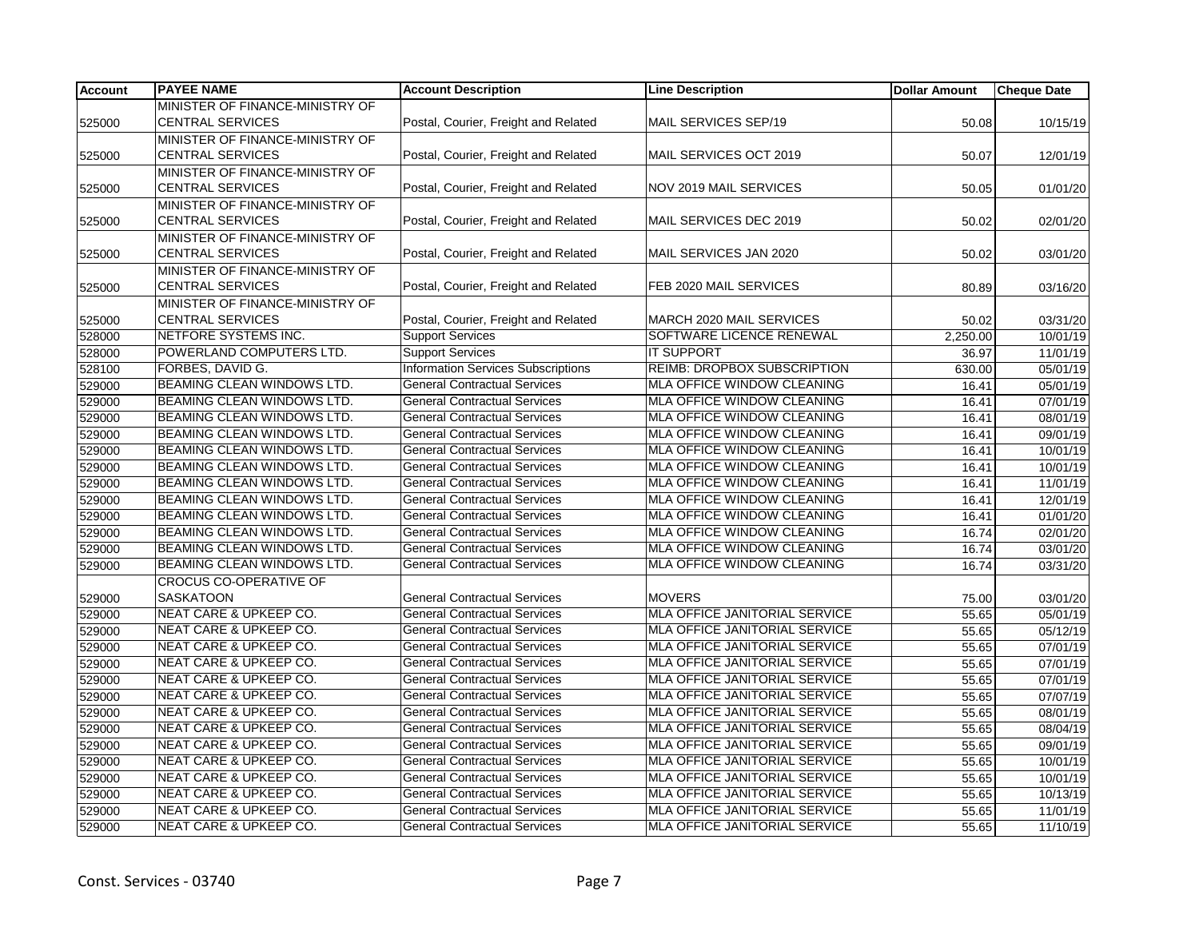| Account | PAYEE NAME | Account Description | Line Description | Dollar Amount | Cheque Date |
|---|---|---|---|---|---|
| 525000 | MINISTER OF FINANCE-MINISTRY OF CENTRAL SERVICES | Postal, Courier, Freight and Related | MAIL SERVICES SEP/19 | 50.08 | 10/15/19 |
| 525000 | MINISTER OF FINANCE-MINISTRY OF CENTRAL SERVICES | Postal, Courier, Freight and Related | MAIL SERVICES OCT 2019 | 50.07 | 12/01/19 |
| 525000 | MINISTER OF FINANCE-MINISTRY OF CENTRAL SERVICES | Postal, Courier, Freight and Related | NOV 2019 MAIL SERVICES | 50.05 | 01/01/20 |
| 525000 | MINISTER OF FINANCE-MINISTRY OF CENTRAL SERVICES | Postal, Courier, Freight and Related | MAIL SERVICES DEC 2019 | 50.02 | 02/01/20 |
| 525000 | MINISTER OF FINANCE-MINISTRY OF CENTRAL SERVICES | Postal, Courier, Freight and Related | MAIL SERVICES JAN 2020 | 50.02 | 03/01/20 |
| 525000 | MINISTER OF FINANCE-MINISTRY OF CENTRAL SERVICES | Postal, Courier, Freight and Related | FEB 2020 MAIL SERVICES | 80.89 | 03/16/20 |
| 525000 | MINISTER OF FINANCE-MINISTRY OF CENTRAL SERVICES | Postal, Courier, Freight and Related | MARCH 2020 MAIL SERVICES | 50.02 | 03/31/20 |
| 528000 | NETFORE SYSTEMS INC. | Support Services | SOFTWARE LICENCE RENEWAL | 2,250.00 | 10/01/19 |
| 528000 | POWERLAND COMPUTERS LTD. | Support Services | IT SUPPORT | 36.97 | 11/01/19 |
| 528100 | FORBES, DAVID G. | Information Services Subscriptions | REIMB: DROPBOX SUBSCRIPTION | 630.00 | 05/01/19 |
| 529000 | BEAMING CLEAN WINDOWS LTD. | General Contractual Services | MLA OFFICE WINDOW CLEANING | 16.41 | 05/01/19 |
| 529000 | BEAMING CLEAN WINDOWS LTD. | General Contractual Services | MLA OFFICE WINDOW CLEANING | 16.41 | 07/01/19 |
| 529000 | BEAMING CLEAN WINDOWS LTD. | General Contractual Services | MLA OFFICE WINDOW CLEANING | 16.41 | 08/01/19 |
| 529000 | BEAMING CLEAN WINDOWS LTD. | General Contractual Services | MLA OFFICE WINDOW CLEANING | 16.41 | 09/01/19 |
| 529000 | BEAMING CLEAN WINDOWS LTD. | General Contractual Services | MLA OFFICE WINDOW CLEANING | 16.41 | 10/01/19 |
| 529000 | BEAMING CLEAN WINDOWS LTD. | General Contractual Services | MLA OFFICE WINDOW CLEANING | 16.41 | 10/01/19 |
| 529000 | BEAMING CLEAN WINDOWS LTD. | General Contractual Services | MLA OFFICE WINDOW CLEANING | 16.41 | 11/01/19 |
| 529000 | BEAMING CLEAN WINDOWS LTD. | General Contractual Services | MLA OFFICE WINDOW CLEANING | 16.41 | 12/01/19 |
| 529000 | BEAMING CLEAN WINDOWS LTD. | General Contractual Services | MLA OFFICE WINDOW CLEANING | 16.41 | 01/01/20 |
| 529000 | BEAMING CLEAN WINDOWS LTD. | General Contractual Services | MLA OFFICE WINDOW CLEANING | 16.74 | 02/01/20 |
| 529000 | BEAMING CLEAN WINDOWS LTD. | General Contractual Services | MLA OFFICE WINDOW CLEANING | 16.74 | 03/01/20 |
| 529000 | BEAMING CLEAN WINDOWS LTD. | General Contractual Services | MLA OFFICE WINDOW CLEANING | 16.74 | 03/31/20 |
| 529000 | CROCUS CO-OPERATIVE OF SASKATOON | General Contractual Services | MOVERS | 75.00 | 03/01/20 |
| 529000 | NEAT CARE & UPKEEP CO. | General Contractual Services | MLA OFFICE JANITORIAL SERVICE | 55.65 | 05/01/19 |
| 529000 | NEAT CARE & UPKEEP CO. | General Contractual Services | MLA OFFICE JANITORIAL SERVICE | 55.65 | 05/12/19 |
| 529000 | NEAT CARE & UPKEEP CO. | General Contractual Services | MLA OFFICE JANITORIAL SERVICE | 55.65 | 07/01/19 |
| 529000 | NEAT CARE & UPKEEP CO. | General Contractual Services | MLA OFFICE JANITORIAL SERVICE | 55.65 | 07/01/19 |
| 529000 | NEAT CARE & UPKEEP CO. | General Contractual Services | MLA OFFICE JANITORIAL SERVICE | 55.65 | 07/01/19 |
| 529000 | NEAT CARE & UPKEEP CO. | General Contractual Services | MLA OFFICE JANITORIAL SERVICE | 55.65 | 07/07/19 |
| 529000 | NEAT CARE & UPKEEP CO. | General Contractual Services | MLA OFFICE JANITORIAL SERVICE | 55.65 | 08/01/19 |
| 529000 | NEAT CARE & UPKEEP CO. | General Contractual Services | MLA OFFICE JANITORIAL SERVICE | 55.65 | 08/04/19 |
| 529000 | NEAT CARE & UPKEEP CO. | General Contractual Services | MLA OFFICE JANITORIAL SERVICE | 55.65 | 09/01/19 |
| 529000 | NEAT CARE & UPKEEP CO. | General Contractual Services | MLA OFFICE JANITORIAL SERVICE | 55.65 | 10/01/19 |
| 529000 | NEAT CARE & UPKEEP CO. | General Contractual Services | MLA OFFICE JANITORIAL SERVICE | 55.65 | 10/01/19 |
| 529000 | NEAT CARE & UPKEEP CO. | General Contractual Services | MLA OFFICE JANITORIAL SERVICE | 55.65 | 10/13/19 |
| 529000 | NEAT CARE & UPKEEP CO. | General Contractual Services | MLA OFFICE JANITORIAL SERVICE | 55.65 | 11/01/19 |
| 529000 | NEAT CARE & UPKEEP CO. | General Contractual Services | MLA OFFICE JANITORIAL SERVICE | 55.65 | 11/10/19 |

Const. Services - 03740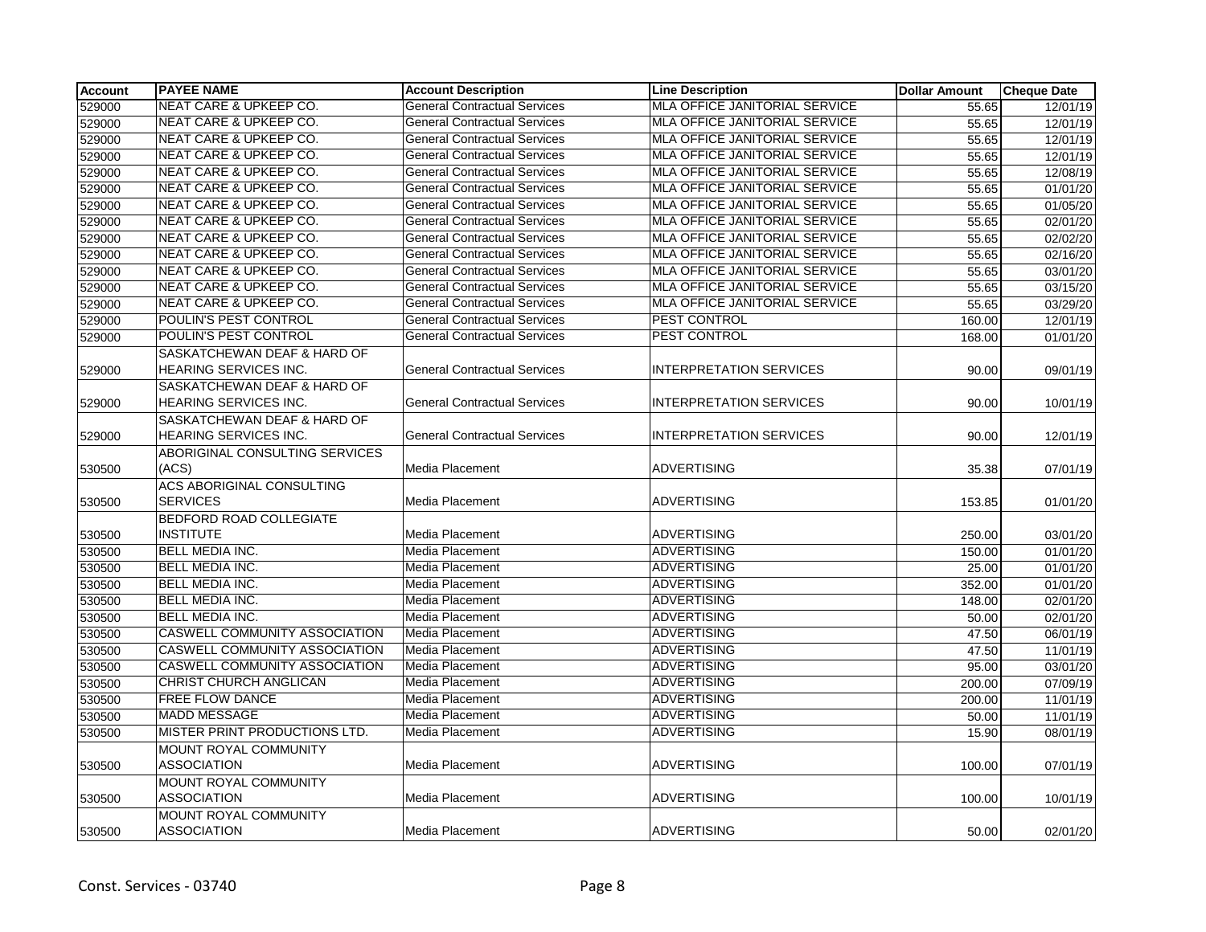| Account | PAYEE NAME | Account Description | Line Description | Dollar Amount | Cheque Date |
|---|---|---|---|---|---|
| 529000 | NEAT CARE & UPKEEP CO. | General Contractual Services | MLA OFFICE JANITORIAL SERVICE | 55.65 | 12/01/19 |
| 529000 | NEAT CARE & UPKEEP CO. | General Contractual Services | MLA OFFICE JANITORIAL SERVICE | 55.65 | 12/01/19 |
| 529000 | NEAT CARE & UPKEEP CO. | General Contractual Services | MLA OFFICE JANITORIAL SERVICE | 55.65 | 12/01/19 |
| 529000 | NEAT CARE & UPKEEP CO. | General Contractual Services | MLA OFFICE JANITORIAL SERVICE | 55.65 | 12/01/19 |
| 529000 | NEAT CARE & UPKEEP CO. | General Contractual Services | MLA OFFICE JANITORIAL SERVICE | 55.65 | 12/08/19 |
| 529000 | NEAT CARE & UPKEEP CO. | General Contractual Services | MLA OFFICE JANITORIAL SERVICE | 55.65 | 01/01/20 |
| 529000 | NEAT CARE & UPKEEP CO. | General Contractual Services | MLA OFFICE JANITORIAL SERVICE | 55.65 | 01/05/20 |
| 529000 | NEAT CARE & UPKEEP CO. | General Contractual Services | MLA OFFICE JANITORIAL SERVICE | 55.65 | 02/01/20 |
| 529000 | NEAT CARE & UPKEEP CO. | General Contractual Services | MLA OFFICE JANITORIAL SERVICE | 55.65 | 02/02/20 |
| 529000 | NEAT CARE & UPKEEP CO. | General Contractual Services | MLA OFFICE JANITORIAL SERVICE | 55.65 | 02/16/20 |
| 529000 | NEAT CARE & UPKEEP CO. | General Contractual Services | MLA OFFICE JANITORIAL SERVICE | 55.65 | 03/01/20 |
| 529000 | NEAT CARE & UPKEEP CO. | General Contractual Services | MLA OFFICE JANITORIAL SERVICE | 55.65 | 03/15/20 |
| 529000 | NEAT CARE & UPKEEP CO. | General Contractual Services | MLA OFFICE JANITORIAL SERVICE | 55.65 | 03/29/20 |
| 529000 | POULIN'S PEST CONTROL | General Contractual Services | PEST CONTROL | 160.00 | 12/01/19 |
| 529000 | POULIN'S PEST CONTROL | General Contractual Services | PEST CONTROL | 168.00 | 01/01/20 |
| 529000 | SASKATCHEWAN DEAF & HARD OF HEARING SERVICES INC. | General Contractual Services | INTERPRETATION SERVICES | 90.00 | 09/01/19 |
| 529000 | SASKATCHEWAN DEAF & HARD OF HEARING SERVICES INC. | General Contractual Services | INTERPRETATION SERVICES | 90.00 | 10/01/19 |
| 529000 | SASKATCHEWAN DEAF & HARD OF HEARING SERVICES INC. | General Contractual Services | INTERPRETATION SERVICES | 90.00 | 12/01/19 |
| 530500 | ABORIGINAL CONSULTING SERVICES (ACS) | Media Placement | ADVERTISING | 35.38 | 07/01/19 |
| 530500 | ACS ABORIGINAL CONSULTING SERVICES | Media Placement | ADVERTISING | 153.85 | 01/01/20 |
| 530500 | BEDFORD ROAD COLLEGIATE INSTITUTE | Media Placement | ADVERTISING | 250.00 | 03/01/20 |
| 530500 | BELL MEDIA INC. | Media Placement | ADVERTISING | 150.00 | 01/01/20 |
| 530500 | BELL MEDIA INC. | Media Placement | ADVERTISING | 25.00 | 01/01/20 |
| 530500 | BELL MEDIA INC. | Media Placement | ADVERTISING | 352.00 | 01/01/20 |
| 530500 | BELL MEDIA INC. | Media Placement | ADVERTISING | 148.00 | 02/01/20 |
| 530500 | BELL MEDIA INC. | Media Placement | ADVERTISING | 50.00 | 02/01/20 |
| 530500 | CASWELL COMMUNITY ASSOCIATION | Media Placement | ADVERTISING | 47.50 | 06/01/19 |
| 530500 | CASWELL COMMUNITY ASSOCIATION | Media Placement | ADVERTISING | 47.50 | 11/01/19 |
| 530500 | CASWELL COMMUNITY ASSOCIATION | Media Placement | ADVERTISING | 95.00 | 03/01/20 |
| 530500 | CHRIST CHURCH ANGLICAN | Media Placement | ADVERTISING | 200.00 | 07/09/19 |
| 530500 | FREE FLOW DANCE | Media Placement | ADVERTISING | 200.00 | 11/01/19 |
| 530500 | MADD MESSAGE | Media Placement | ADVERTISING | 50.00 | 11/01/19 |
| 530500 | MISTER PRINT PRODUCTIONS LTD. | Media Placement | ADVERTISING | 15.90 | 08/01/19 |
| 530500 | MOUNT ROYAL COMMUNITY ASSOCIATION | Media Placement | ADVERTISING | 100.00 | 07/01/19 |
| 530500 | MOUNT ROYAL COMMUNITY ASSOCIATION | Media Placement | ADVERTISING | 100.00 | 10/01/19 |
| 530500 | MOUNT ROYAL COMMUNITY ASSOCIATION | Media Placement | ADVERTISING | 50.00 | 02/01/20 |

Const. Services - 03740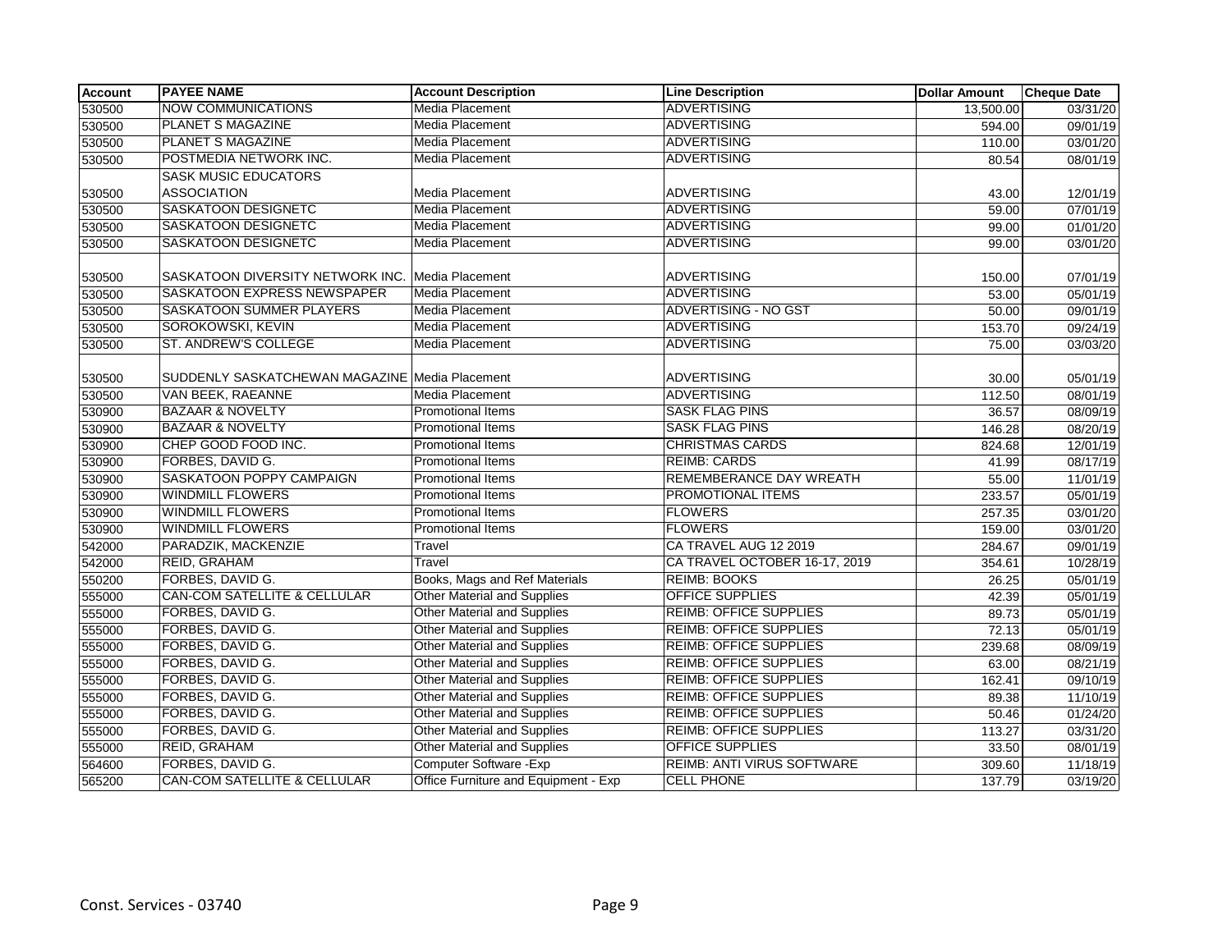| Account | PAYEE NAME | Account Description | Line Description | Dollar Amount | Cheque Date |
|---|---|---|---|---|---|
| 530500 | NOW COMMUNICATIONS | Media Placement | ADVERTISING | 13,500.00 | 03/31/20 |
| 530500 | PLANET S MAGAZINE | Media Placement | ADVERTISING | 594.00 | 09/01/19 |
| 530500 | PLANET S MAGAZINE | Media Placement | ADVERTISING | 110.00 | 03/01/20 |
| 530500 | POSTMEDIA NETWORK INC. | Media Placement | ADVERTISING | 80.54 | 08/01/19 |
| 530500 | SASK MUSIC EDUCATORS ASSOCIATION | Media Placement | ADVERTISING | 43.00 | 12/01/19 |
| 530500 | SASKATOON DESIGNETC | Media Placement | ADVERTISING | 59.00 | 07/01/19 |
| 530500 | SASKATOON DESIGNETC | Media Placement | ADVERTISING | 99.00 | 01/01/20 |
| 530500 | SASKATOON DESIGNETC | Media Placement | ADVERTISING | 99.00 | 03/01/20 |
| 530500 | SASKATOON DIVERSITY NETWORK INC. | Media Placement | ADVERTISING | 150.00 | 07/01/19 |
| 530500 | SASKATOON EXPRESS NEWSPAPER | Media Placement | ADVERTISING | 53.00 | 05/01/19 |
| 530500 | SASKATOON SUMMER PLAYERS | Media Placement | ADVERTISING - NO GST | 50.00 | 09/01/19 |
| 530500 | SOROKOWSKI, KEVIN | Media Placement | ADVERTISING | 153.70 | 09/24/19 |
| 530500 | ST. ANDREW'S COLLEGE | Media Placement | ADVERTISING | 75.00 | 03/03/20 |
| 530500 | SUDDENLY SASKATCHEWAN MAGAZINE | Media Placement | ADVERTISING | 30.00 | 05/01/19 |
| 530500 | VAN BEEK, RAEANNE | Media Placement | ADVERTISING | 112.50 | 08/01/19 |
| 530900 | BAZAAR & NOVELTY | Promotional Items | SASK FLAG PINS | 36.57 | 08/09/19 |
| 530900 | BAZAAR & NOVELTY | Promotional Items | SASK FLAG PINS | 146.28 | 08/20/19 |
| 530900 | CHEP GOOD FOOD INC. | Promotional Items | CHRISTMAS CARDS | 824.68 | 12/01/19 |
| 530900 | FORBES, DAVID G. | Promotional Items | REIMB: CARDS | 41.99 | 08/17/19 |
| 530900 | SASKATOON POPPY CAMPAIGN | Promotional Items | REMEMBERANCE DAY WREATH | 55.00 | 11/01/19 |
| 530900 | WINDMILL FLOWERS | Promotional Items | PROMOTIONAL ITEMS | 233.57 | 05/01/19 |
| 530900 | WINDMILL FLOWERS | Promotional Items | FLOWERS | 257.35 | 03/01/20 |
| 530900 | WINDMILL FLOWERS | Promotional Items | FLOWERS | 159.00 | 03/01/20 |
| 542000 | PARADZIK, MACKENZIE | Travel | CA TRAVEL AUG 12 2019 | 284.67 | 09/01/19 |
| 542000 | REID, GRAHAM | Travel | CA TRAVEL OCTOBER 16-17, 2019 | 354.61 | 10/28/19 |
| 550200 | FORBES, DAVID G. | Books, Mags and Ref Materials | REIMB: BOOKS | 26.25 | 05/01/19 |
| 555000 | CAN-COM SATELLITE & CELLULAR | Other Material and Supplies | OFFICE SUPPLIES | 42.39 | 05/01/19 |
| 555000 | FORBES, DAVID G. | Other Material and Supplies | REIMB: OFFICE SUPPLIES | 89.73 | 05/01/19 |
| 555000 | FORBES, DAVID G. | Other Material and Supplies | REIMB: OFFICE SUPPLIES | 72.13 | 05/01/19 |
| 555000 | FORBES, DAVID G. | Other Material and Supplies | REIMB: OFFICE SUPPLIES | 239.68 | 08/09/19 |
| 555000 | FORBES, DAVID G. | Other Material and Supplies | REIMB: OFFICE SUPPLIES | 63.00 | 08/21/19 |
| 555000 | FORBES, DAVID G. | Other Material and Supplies | REIMB: OFFICE SUPPLIES | 162.41 | 09/10/19 |
| 555000 | FORBES, DAVID G. | Other Material and Supplies | REIMB: OFFICE SUPPLIES | 89.38 | 11/10/19 |
| 555000 | FORBES, DAVID G. | Other Material and Supplies | REIMB: OFFICE SUPPLIES | 50.46 | 01/24/20 |
| 555000 | FORBES, DAVID G. | Other Material and Supplies | REIMB: OFFICE SUPPLIES | 113.27 | 03/31/20 |
| 555000 | REID, GRAHAM | Other Material and Supplies | OFFICE SUPPLIES | 33.50 | 08/01/19 |
| 564600 | FORBES, DAVID G. | Computer Software -Exp | REIMB: ANTI VIRUS SOFTWARE | 309.60 | 11/18/19 |
| 565200 | CAN-COM SATELLITE & CELLULAR | Office Furniture and Equipment - Exp | CELL PHONE | 137.79 | 03/19/20 |

Const. Services - 03740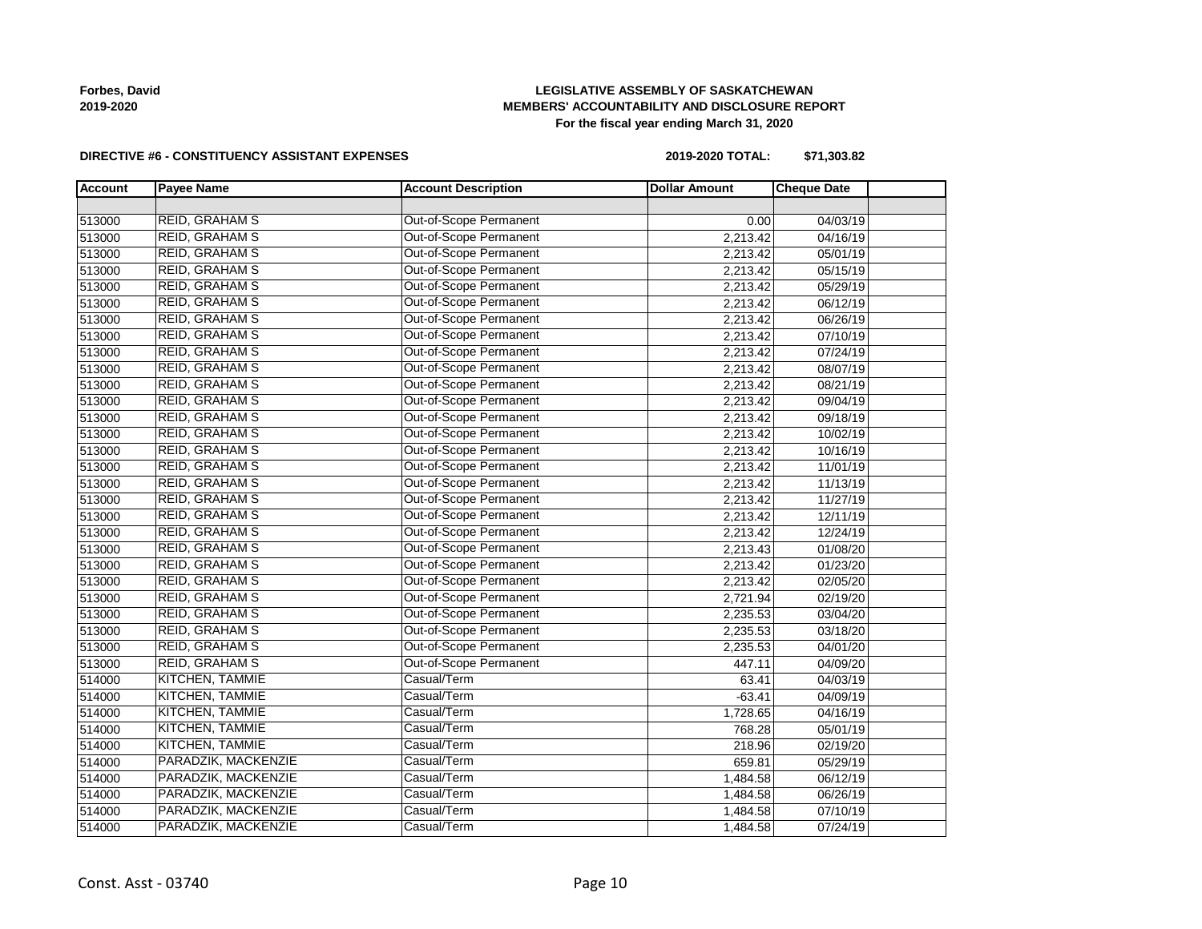**Forbes, David**
**2019-2020**

**LEGISLATIVE ASSEMBLY OF SASKATCHEWAN**
**MEMBERS' ACCOUNTABILITY AND DISCLOSURE REPORT**
**For the fiscal year ending March 31, 2020**

**DIRECTIVE #6 - CONSTITUENCY ASSISTANT EXPENSES**

**2019-2020 TOTAL: $71,303.82**

| Account | Payee Name | Account Description | Dollar Amount | Cheque Date | |
|---|---|---|---|---|---|
| | | | | | |
| 513000 | REID, GRAHAM S | Out-of-Scope Permanent | 0.00 | 04/03/19 | |
| 513000 | REID, GRAHAM S | Out-of-Scope Permanent | 2,213.42 | 04/16/19 | |
| 513000 | REID, GRAHAM S | Out-of-Scope Permanent | 2,213.42 | 05/01/19 | |
| 513000 | REID, GRAHAM S | Out-of-Scope Permanent | 2,213.42 | 05/15/19 | |
| 513000 | REID, GRAHAM S | Out-of-Scope Permanent | 2,213.42 | 05/29/19 | |
| 513000 | REID, GRAHAM S | Out-of-Scope Permanent | 2,213.42 | 06/12/19 | |
| 513000 | REID, GRAHAM S | Out-of-Scope Permanent | 2,213.42 | 06/26/19 | |
| 513000 | REID, GRAHAM S | Out-of-Scope Permanent | 2,213.42 | 07/10/19 | |
| 513000 | REID, GRAHAM S | Out-of-Scope Permanent | 2,213.42 | 07/24/19 | |
| 513000 | REID, GRAHAM S | Out-of-Scope Permanent | 2,213.42 | 08/07/19 | |
| 513000 | REID, GRAHAM S | Out-of-Scope Permanent | 2,213.42 | 08/21/19 | |
| 513000 | REID, GRAHAM S | Out-of-Scope Permanent | 2,213.42 | 09/04/19 | |
| 513000 | REID, GRAHAM S | Out-of-Scope Permanent | 2,213.42 | 09/18/19 | |
| 513000 | REID, GRAHAM S | Out-of-Scope Permanent | 2,213.42 | 10/02/19 | |
| 513000 | REID, GRAHAM S | Out-of-Scope Permanent | 2,213.42 | 10/16/19 | |
| 513000 | REID, GRAHAM S | Out-of-Scope Permanent | 2,213.42 | 11/01/19 | |
| 513000 | REID, GRAHAM S | Out-of-Scope Permanent | 2,213.42 | 11/13/19 | |
| 513000 | REID, GRAHAM S | Out-of-Scope Permanent | 2,213.42 | 11/27/19 | |
| 513000 | REID, GRAHAM S | Out-of-Scope Permanent | 2,213.42 | 12/11/19 | |
| 513000 | REID, GRAHAM S | Out-of-Scope Permanent | 2,213.42 | 12/24/19 | |
| 513000 | REID, GRAHAM S | Out-of-Scope Permanent | 2,213.43 | 01/08/20 | |
| 513000 | REID, GRAHAM S | Out-of-Scope Permanent | 2,213.42 | 01/23/20 | |
| 513000 | REID, GRAHAM S | Out-of-Scope Permanent | 2,213.42 | 02/05/20 | |
| 513000 | REID, GRAHAM S | Out-of-Scope Permanent | 2,721.94 | 02/19/20 | |
| 513000 | REID, GRAHAM S | Out-of-Scope Permanent | 2,235.53 | 03/04/20 | |
| 513000 | REID, GRAHAM S | Out-of-Scope Permanent | 2,235.53 | 03/18/20 | |
| 513000 | REID, GRAHAM S | Out-of-Scope Permanent | 2,235.53 | 04/01/20 | |
| 513000 | REID, GRAHAM S | Out-of-Scope Permanent | 447.11 | 04/09/20 | |
| 514000 | KITCHEN, TAMMIE | Casual/Term | 63.41 | 04/03/19 | |
| 514000 | KITCHEN, TAMMIE | Casual/Term | -63.41 | 04/09/19 | |
| 514000 | KITCHEN, TAMMIE | Casual/Term | 1,728.65 | 04/16/19 | |
| 514000 | KITCHEN, TAMMIE | Casual/Term | 768.28 | 05/01/19 | |
| 514000 | KITCHEN, TAMMIE | Casual/Term | 218.96 | 02/19/20 | |
| 514000 | PARADZIK, MACKENZIE | Casual/Term | 659.81 | 05/29/19 | |
| 514000 | PARADZIK, MACKENZIE | Casual/Term | 1,484.58 | 06/12/19 | |
| 514000 | PARADZIK, MACKENZIE | Casual/Term | 1,484.58 | 06/26/19 | |
| 514000 | PARADZIK, MACKENZIE | Casual/Term | 1,484.58 | 07/10/19 | |
| 514000 | PARADZIK, MACKENZIE | Casual/Term | 1,484.58 | 07/24/19 | |

Const. Asst - 03740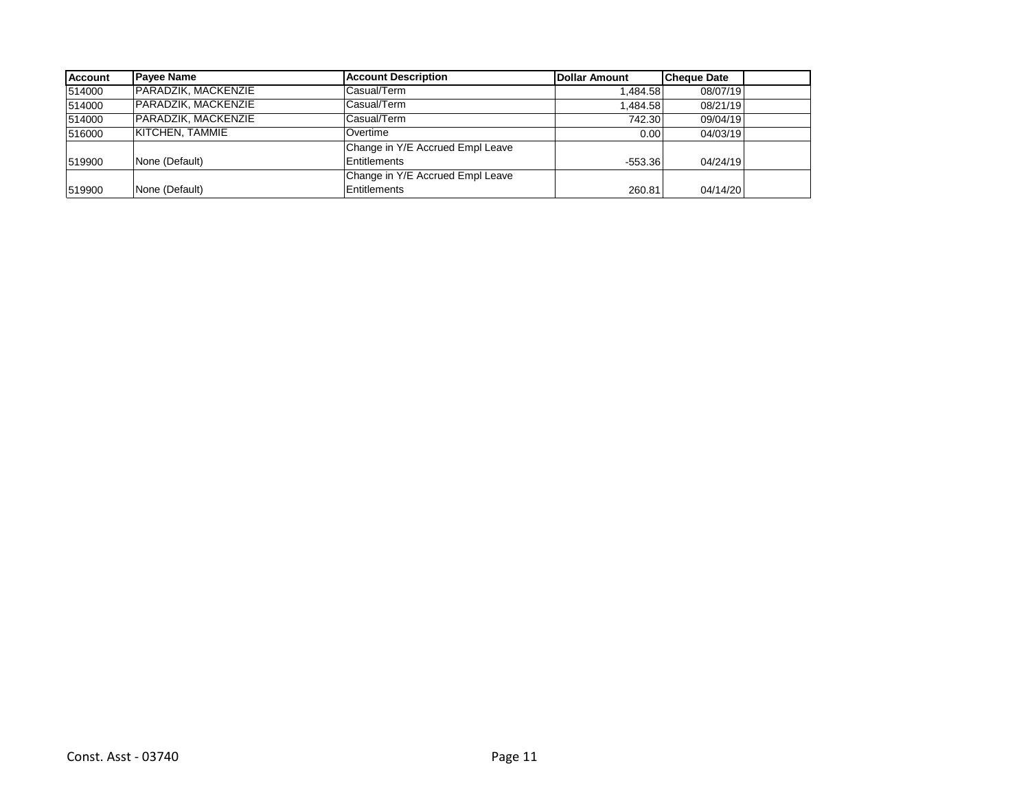| Account | Payee Name | Account Description | Dollar Amount | Cheque Date | |
|---|---|---|---|---|---|
| 514000 | PARADZIK, MACKENZIE | Casual/Term | 1,484.58 | 08/07/19 | |
| 514000 | PARADZIK, MACKENZIE | Casual/Term | 1,484.58 | 08/21/19 | |
| 514000 | PARADZIK, MACKENZIE | Casual/Term | 742.30 | 09/04/19 | |
| 516000 | KITCHEN, TAMMIE | Overtime | 0.00 | 04/03/19 | |
| 519900 | None (Default) | Change in Y/E Accrued Empl Leave Entitlements | -553.36 | 04/24/19 | |
| 519900 | None (Default) | Change in Y/E Accrued Empl Leave Entitlements | 260.81 | 04/14/20 | |

Const. Asst - 03740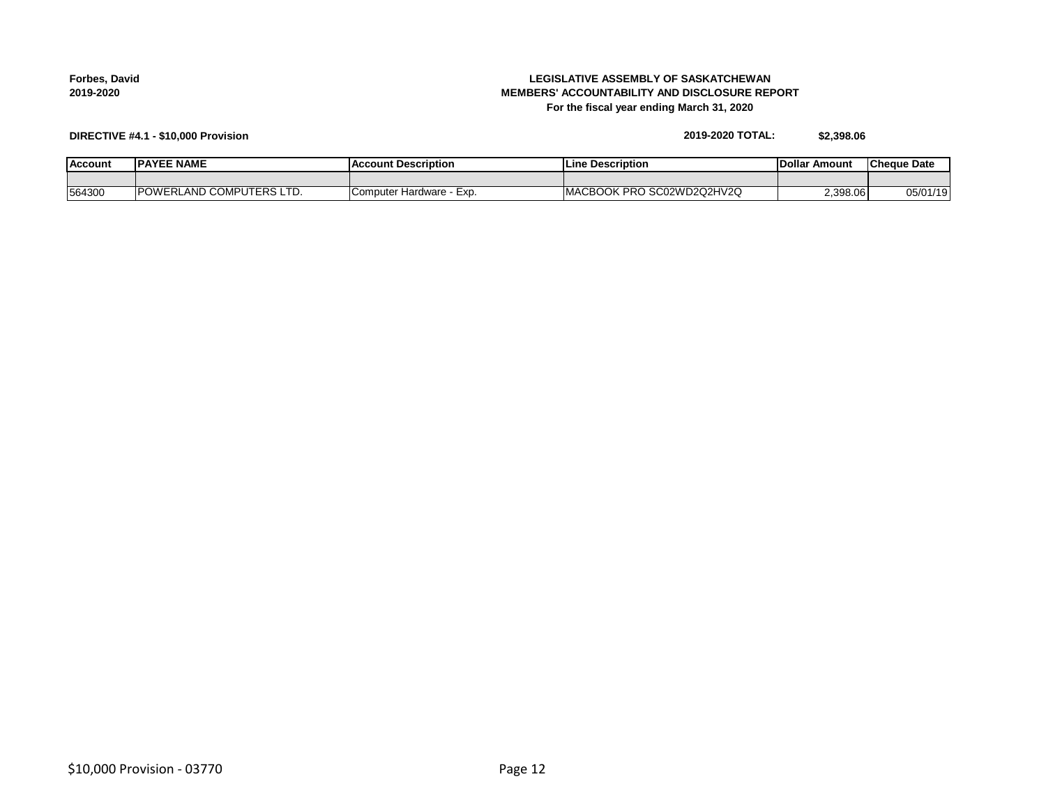**Forbes, David**
**2019-2020**

**LEGISLATIVE ASSEMBLY OF SASKATCHEWAN**
**MEMBERS' ACCOUNTABILITY AND DISCLOSURE REPORT**
**For the fiscal year ending March 31, 2020**

**DIRECTIVE #4.1 - $10,000 Provision**

**2019-2020 TOTAL: $2,398.06**

| Account | PAYEE NAME | Account Description | Line Description | Dollar Amount | Cheque Date |
|---|---|---|---|---|---|
| | | | | | |
| 564300 | POWERLAND COMPUTERS LTD. | Computer Hardware - Exp. | MACBOOK PRO SC02WD2Q2HV2Q | 2,398.06 | 05/01/19 |

$10,000 Provision - 03770